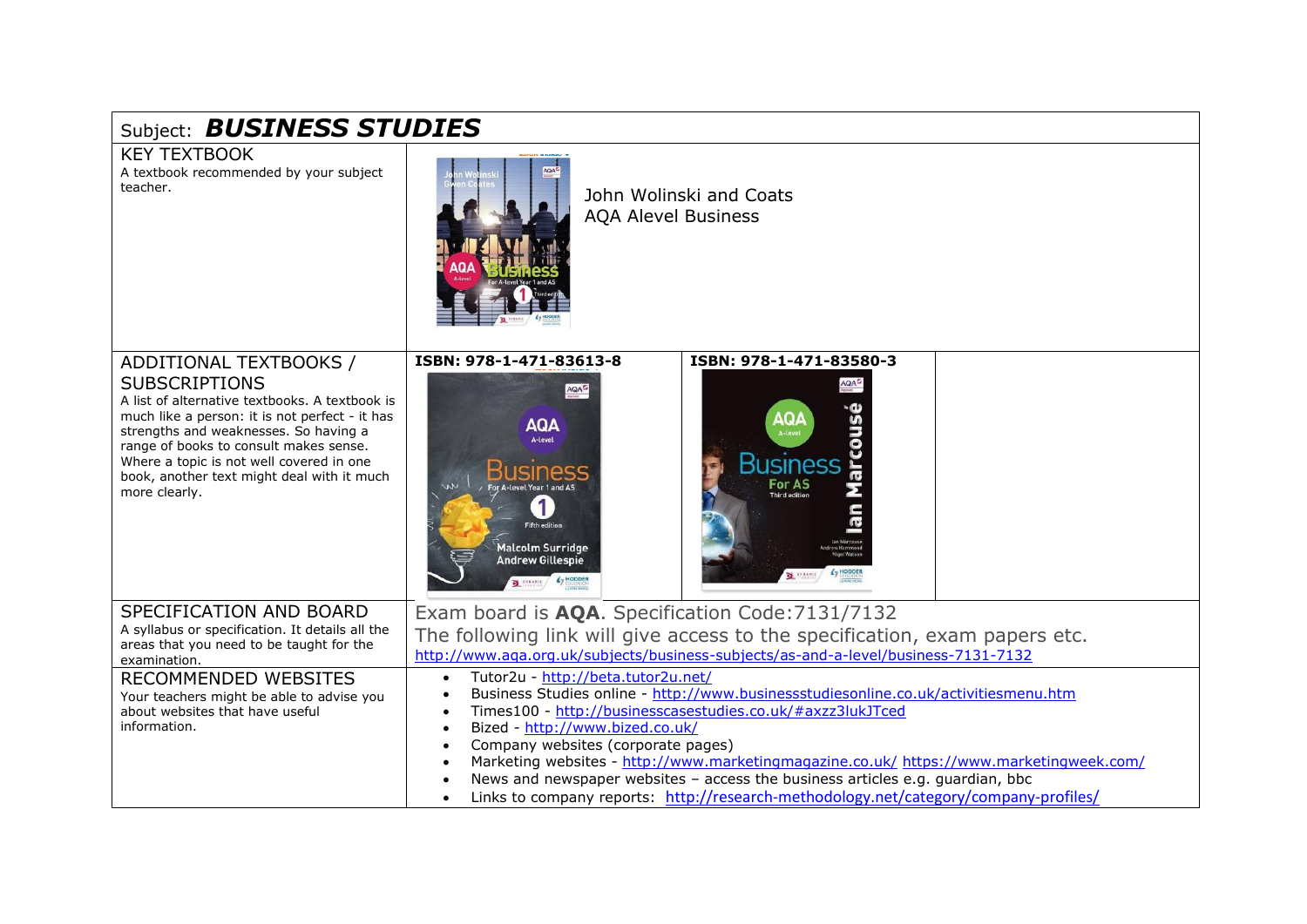Subject: ***BUSINESS STUDIES***

| | | | |
|---|---|---|---|
| KEY TEXTBOOK<br>A textbook recommended by your subject teacher. | John Wolinski and Coats<br>AQA Alevel Business | | |
| ADDITIONAL TEXTBOOKS / SUBSCRIPTIONS<br>A list of alternative textbooks. A textbook is much like a person: it is not perfect - it has strengths and weaknesses. So having a range of books to consult makes sense. Where a topic is not well covered in one book, another text might deal with it much more clearly. | **ISBN: 978-1-471-83613-8** | **ISBN: 978-1-471-83580-3** | |
| SPECIFICATION AND BOARD<br>A syllabus or specification. It details all the areas that you need to be taught for the examination. | Exam board is **AQA**. Specification Code:7131/7132<br>The following link will give access to the specification, exam papers etc.<br>http://www.aqa.org.uk/subjects/business-subjects/as-and-a-level/business-7131-7132 | | |
| RECOMMENDED WEBSITES<br>Your teachers might be able to advise you about websites that have useful information. | • Tutor2u - http://beta.tutor2u.net/<br>• Business Studies online - http://www.businessstudiesonline.co.uk/activitiesmenu.htm<br>• Times100 - http://businesscasestudies.co.uk/#axzz3lukJTced<br>• Bized - http://www.bized.co.uk/<br>• Company websites (corporate pages)<br>• Marketing websites - http://www.marketingmagazine.co.uk/ https://www.marketingweek.com/<br>• News and newspaper websites – access the business articles e.g. guardian, bbc<br>• Links to company reports: http://research-methodology.net/category/company-profiles/ | | |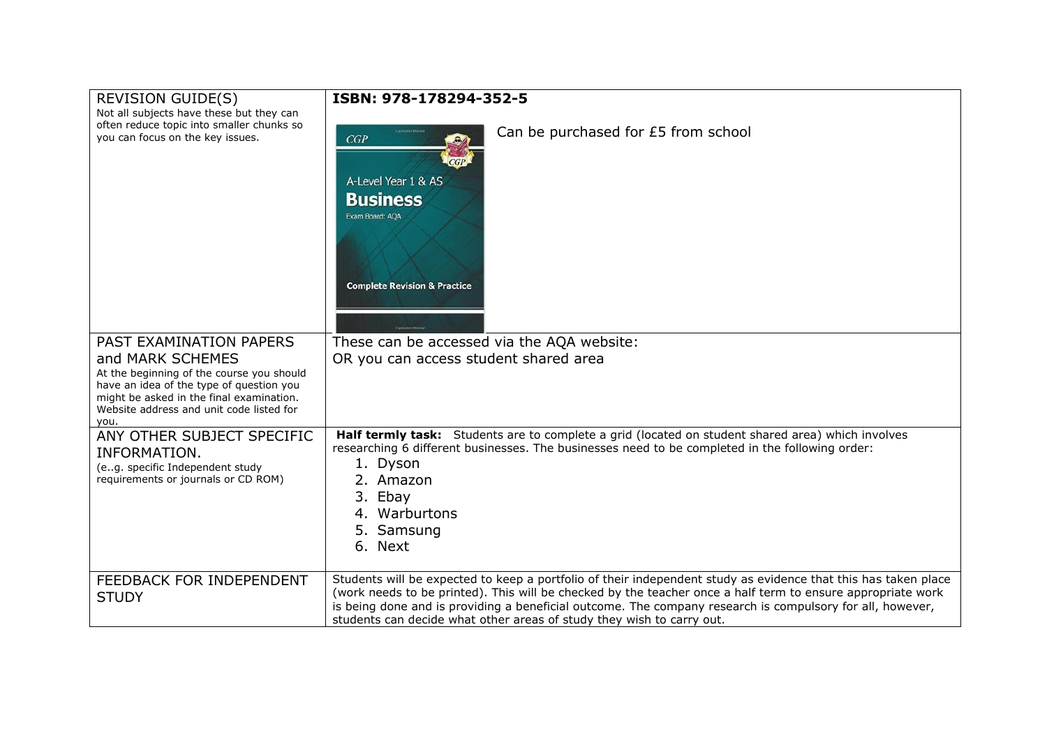| | |
|---|---|
| REVISION GUIDE(S)<br>Not all subjects have these but they can often reduce topic into smaller chunks so you can focus on the key issues. | **ISBN: 978-178294-352-5**<br>CGP A-Level Year 1 & AS Business Exam Board: AQA Complete Revision & Practice<br>Can be purchased for £5 from school |
| PAST EXAMINATION PAPERS and MARK SCHEMES<br>At the beginning of the course you should have an idea of the type of question you might be asked in the final examination. Website address and unit code listed for you. | These can be accessed via the AQA website:<br>OR you can access student shared area |
| ANY OTHER SUBJECT SPECIFIC INFORMATION.<br>(e..g. specific Independent study requirements or journals or CD ROM) | **Half termly task:** Students are to complete a grid (located on student shared area) which involves researching 6 different businesses. The businesses need to be completed in the following order:<br>1. Dyson<br>2. Amazon<br>3. Ebay<br>4. Warburtons<br>5. Samsung<br>6. Next |
| FEEDBACK FOR INDEPENDENT STUDY | Students will be expected to keep a portfolio of their independent study as evidence that this has taken place (work needs to be printed). This will be checked by the teacher once a half term to ensure appropriate work is being done and is providing a beneficial outcome. The company research is compulsory for all, however, students can decide what other areas of study they wish to carry out. |